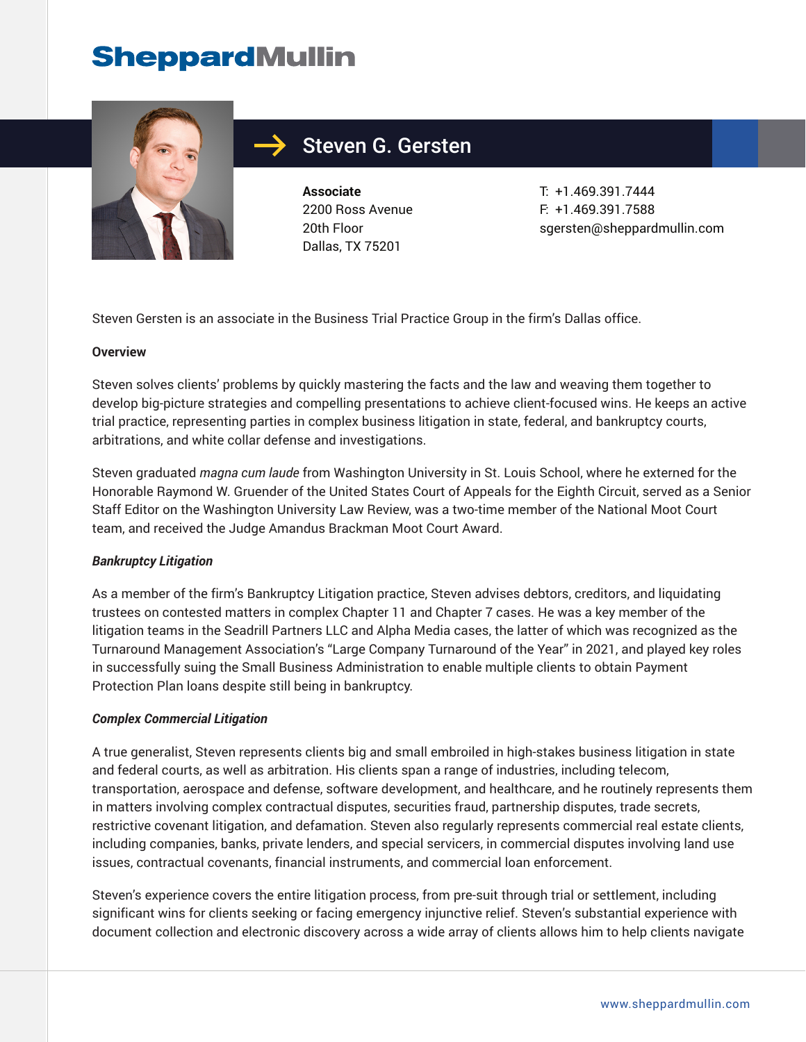# SheppardMullin

## Steven G. Gersten

**Associate**
2200 Ross Avenue
20th Floor
Dallas, TX 75201

T: +1.469.391.7444
F: +1.469.391.7588
sgersten@sheppardmullin.com

Steven Gersten is an associate in the Business Trial Practice Group in the firm's Dallas office.

**Overview**

Steven solves clients' problems by quickly mastering the facts and the law and weaving them together to develop big-picture strategies and compelling presentations to achieve client-focused wins. He keeps an active trial practice, representing parties in complex business litigation in state, federal, and bankruptcy courts, arbitrations, and white collar defense and investigations.

Steven graduated *magna cum laude* from Washington University in St. Louis School, where he externed for the Honorable Raymond W. Gruender of the United States Court of Appeals for the Eighth Circuit, served as a Senior Staff Editor on the Washington University Law Review, was a two-time member of the National Moot Court team, and received the Judge Amandus Brackman Moot Court Award.

***Bankruptcy Litigation***

As a member of the firm's Bankruptcy Litigation practice, Steven advises debtors, creditors, and liquidating trustees on contested matters in complex Chapter 11 and Chapter 7 cases. He was a key member of the litigation teams in the Seadrill Partners LLC and Alpha Media cases, the latter of which was recognized as the Turnaround Management Association's "Large Company Turnaround of the Year" in 2021, and played key roles in successfully suing the Small Business Administration to enable multiple clients to obtain Payment Protection Plan loans despite still being in bankruptcy.

***Complex Commercial Litigation***

A true generalist, Steven represents clients big and small embroiled in high-stakes business litigation in state and federal courts, as well as arbitration. His clients span a range of industries, including telecom, transportation, aerospace and defense, software development, and healthcare, and he routinely represents them in matters involving complex contractual disputes, securities fraud, partnership disputes, trade secrets, restrictive covenant litigation, and defamation. Steven also regularly represents commercial real estate clients, including companies, banks, private lenders, and special servicers, in commercial disputes involving land use issues, contractual covenants, financial instruments, and commercial loan enforcement.

Steven's experience covers the entire litigation process, from pre-suit through trial or settlement, including significant wins for clients seeking or facing emergency injunctive relief. Steven's substantial experience with document collection and electronic discovery across a wide array of clients allows him to help clients navigate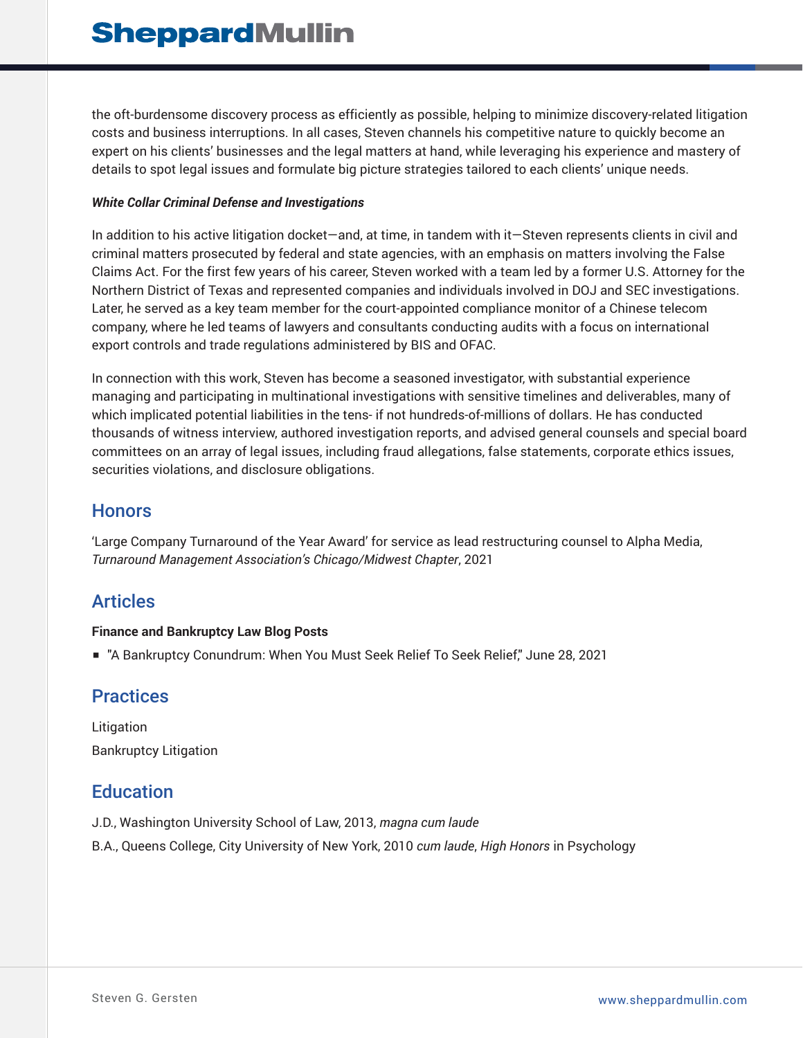the oft-burdensome discovery process as efficiently as possible, helping to minimize discovery-related litigation costs and business interruptions. In all cases, Steven channels his competitive nature to quickly become an expert on his clients' businesses and the legal matters at hand, while leveraging his experience and mastery of details to spot legal issues and formulate big picture strategies tailored to each clients' unique needs.

***White Collar Criminal Defense and Investigations***

In addition to his active litigation docket—and, at time, in tandem with it—Steven represents clients in civil and criminal matters prosecuted by federal and state agencies, with an emphasis on matters involving the False Claims Act. For the first few years of his career, Steven worked with a team led by a former U.S. Attorney for the Northern District of Texas and represented companies and individuals involved in DOJ and SEC investigations. Later, he served as a key team member for the court-appointed compliance monitor of a Chinese telecom company, where he led teams of lawyers and consultants conducting audits with a focus on international export controls and trade regulations administered by BIS and OFAC.

In connection with this work, Steven has become a seasoned investigator, with substantial experience managing and participating in multinational investigations with sensitive timelines and deliverables, many of which implicated potential liabilities in the tens- if not hundreds-of-millions of dollars. He has conducted thousands of witness interview, authored investigation reports, and advised general counsels and special board committees on an array of legal issues, including fraud allegations, false statements, corporate ethics issues, securities violations, and disclosure obligations.

## Honors

'Large Company Turnaround of the Year Award' for service as lead restructuring counsel to Alpha Media, *Turnaround Management Association's Chicago/Midwest Chapter*, 2021

## Articles

**Finance and Bankruptcy Law Blog Posts**

- "A Bankruptcy Conundrum: When You Must Seek Relief To Seek Relief," June 28, 2021

## Practices

Litigation

Bankruptcy Litigation

## Education

J.D., Washington University School of Law, 2013, *magna cum laude*

B.A., Queens College, City University of New York, 2010 *cum laude*, *High Honors* in Psychology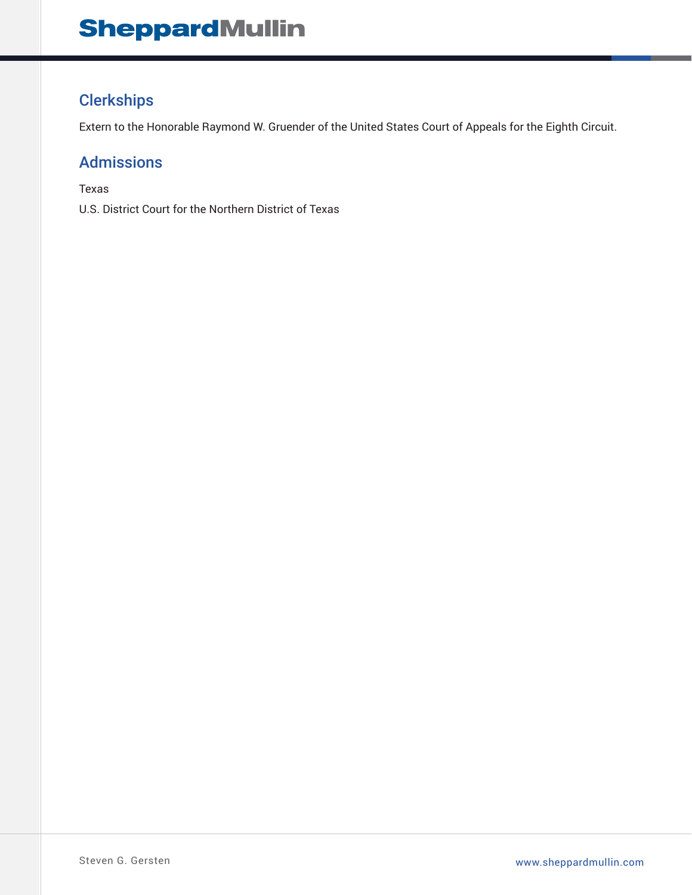## Clerkships

Extern to the Honorable Raymond W. Gruender of the United States Court of Appeals for the Eighth Circuit.

## Admissions

Texas

U.S. District Court for the Northern District of Texas